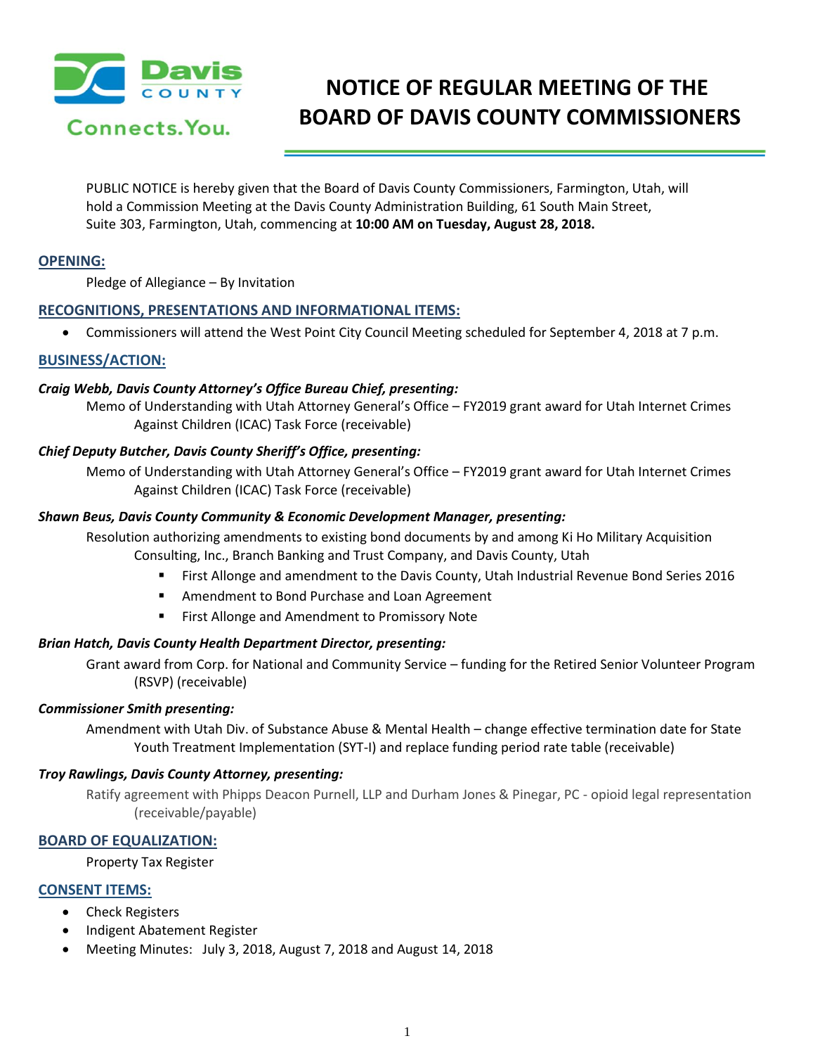Davis COUNTY

Connects.You.

# NOTICE OF REGULAR MEETING OF THE BOARD OF DAVIS COUNTY COMMISSIONERS

PUBLIC NOTICE is hereby given that the Board of Davis County Commissioners, Farmington, Utah, will hold a Commission Meeting at the Davis County Administration Building, 61 South Main Street, Suite 303, Farmington, Utah, commencing at **10:00 AM on Tuesday, August 28, 2018.**

## OPENING:

Pledge of Allegiance – By Invitation

## RECOGNITIONS, PRESENTATIONS AND INFORMATIONAL ITEMS:

- Commissioners will attend the West Point City Council Meeting scheduled for September 4, 2018 at 7 p.m.

## BUSINESS/ACTION:

***Craig Webb, Davis County Attorney's Office Bureau Chief, presenting:***

Memo of Understanding with Utah Attorney General's Office – FY2019 grant award for Utah Internet Crimes Against Children (ICAC) Task Force (receivable)

***Chief Deputy Butcher, Davis County Sheriff's Office, presenting:***

Memo of Understanding with Utah Attorney General's Office – FY2019 grant award for Utah Internet Crimes Against Children (ICAC) Task Force (receivable)

***Shawn Beus, Davis County Community & Economic Development Manager, presenting:***

Resolution authorizing amendments to existing bond documents by and among Ki Ho Military Acquisition Consulting, Inc., Branch Banking and Trust Company, and Davis County, Utah

- First Allonge and amendment to the Davis County, Utah Industrial Revenue Bond Series 2016
- Amendment to Bond Purchase and Loan Agreement
- First Allonge and Amendment to Promissory Note

***Brian Hatch, Davis County Health Department Director, presenting:***

Grant award from Corp. for National and Community Service – funding for the Retired Senior Volunteer Program (RSVP) (receivable)

***Commissioner Smith presenting:***

Amendment with Utah Div. of Substance Abuse & Mental Health – change effective termination date for State Youth Treatment Implementation (SYT-I) and replace funding period rate table (receivable)

***Troy Rawlings, Davis County Attorney, presenting:***

Ratify agreement with Phipps Deacon Purnell, LLP and Durham Jones & Pinegar, PC - opioid legal representation (receivable/payable)

## BOARD OF EQUALIZATION:

Property Tax Register

## CONSENT ITEMS:

- Check Registers
- Indigent Abatement Register
- Meeting Minutes: July 3, 2018, August 7, 2018 and August 14, 2018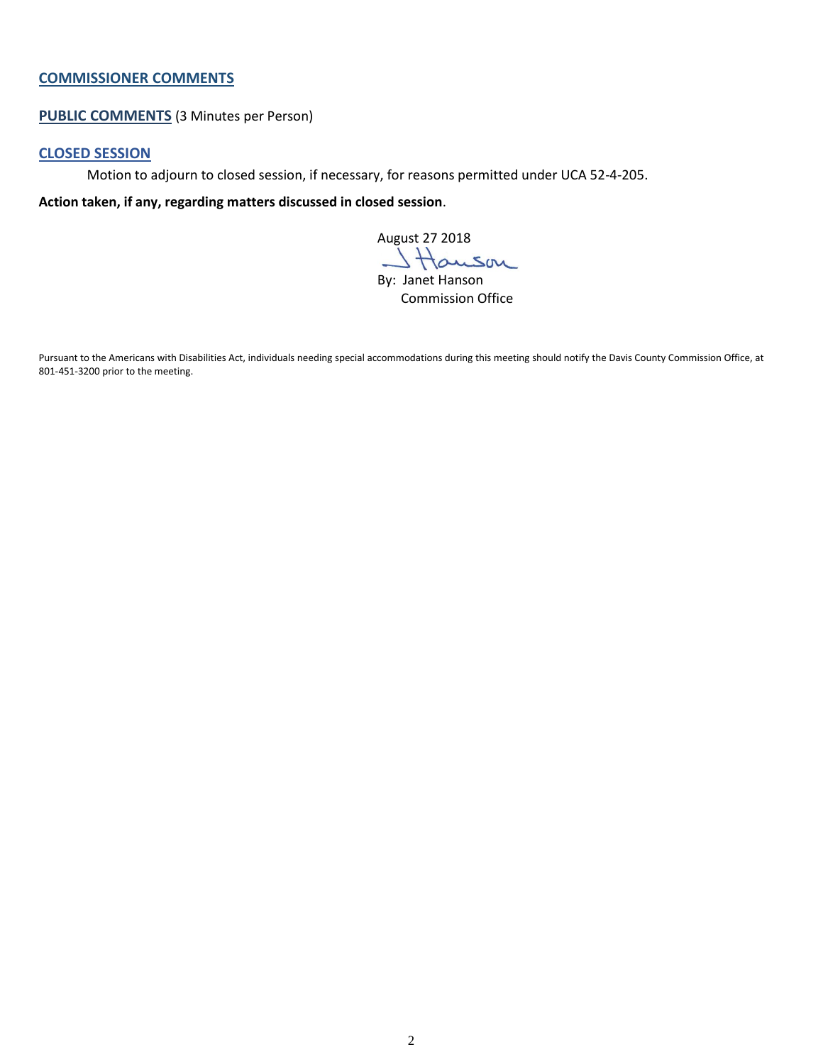## COMMISSIONER COMMENTS

**PUBLIC COMMENTS** (3 Minutes per Person)

## CLOSED SESSION

Motion to adjourn to closed session, if necessary, for reasons permitted under UCA 52-4-205.

**Action taken, if any, regarding matters discussed in closed session**.

August 27 2018

J Hanson

By: Janet Hanson
Commission Office

Pursuant to the Americans with Disabilities Act, individuals needing special accommodations during this meeting should notify the Davis County Commission Office, at 801-451-3200 prior to the meeting.